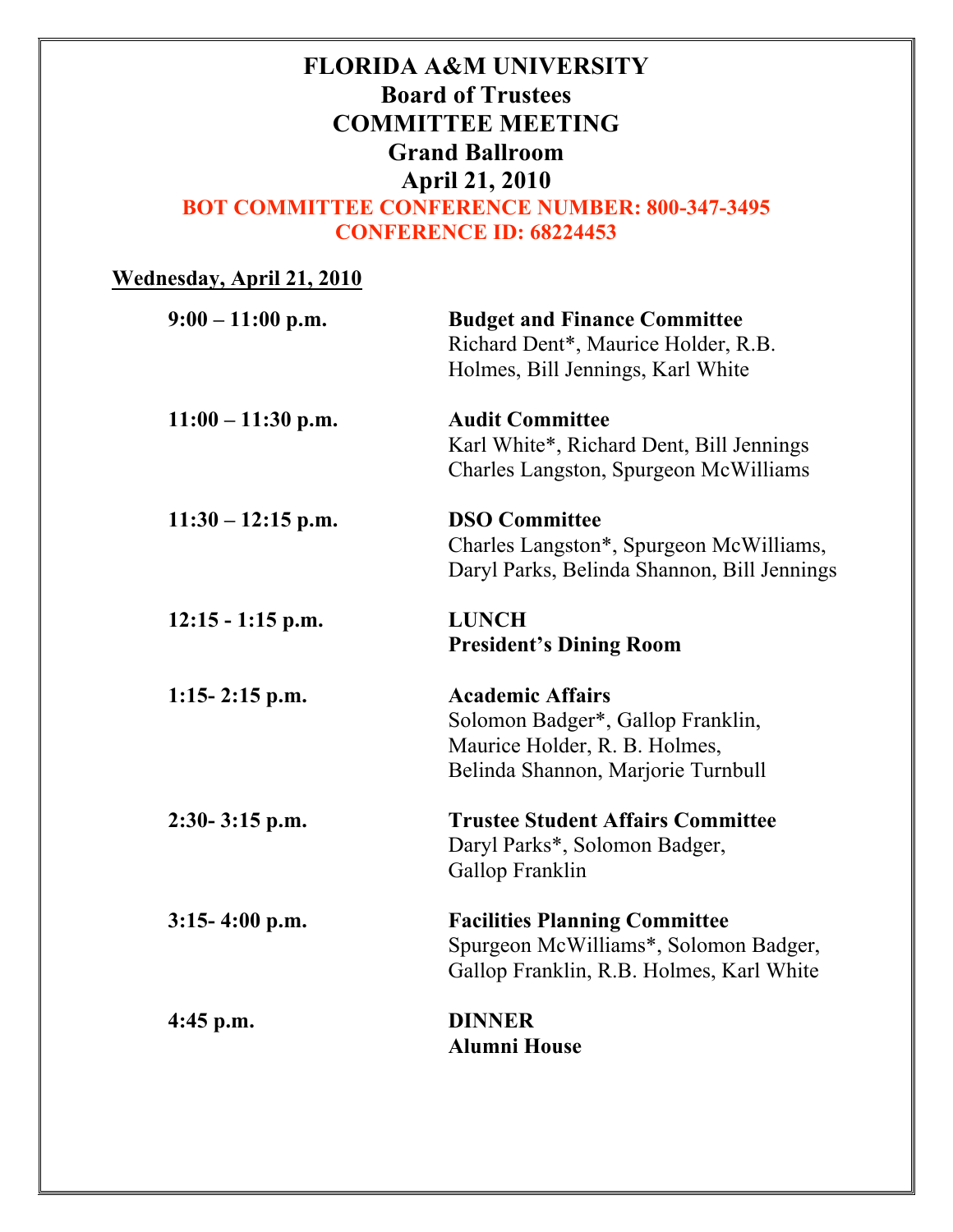# FLORIDA A&M UNIVERSITY
## Board of Trustees
## COMMITTEE MEETING
## Grand Ballroom
## April 21, 2010

**BOT COMMITTEE CONFERENCE NUMBER: 800-347-3495**
**CONFERENCE ID: 68224453**

**Wednesday, April 21, 2010**

| | |
|---|---|
| **9:00 – 11:00 p.m.** | **Budget and Finance Committee** Richard Dent*, Maurice Holder, R.B. Holmes, Bill Jennings, Karl White |
| **11:00 – 11:30 p.m.** | **Audit Committee** Karl White*, Richard Dent, Bill Jennings Charles Langston, Spurgeon McWilliams |
| **11:30 – 12:15 p.m.** | **DSO Committee** Charles Langston*, Spurgeon McWilliams, Daryl Parks, Belinda Shannon, Bill Jennings |
| **12:15 - 1:15 p.m.** | **LUNCH** **President's Dining Room** |
| **1:15- 2:15 p.m.** | **Academic Affairs** Solomon Badger*, Gallop Franklin, Maurice Holder, R. B. Holmes, Belinda Shannon, Marjorie Turnbull |
| **2:30- 3:15 p.m.** | **Trustee Student Affairs Committee** Daryl Parks*, Solomon Badger, Gallop Franklin |
| **3:15- 4:00 p.m.** | **Facilities Planning Committee** Spurgeon McWilliams*, Solomon Badger, Gallop Franklin, R.B. Holmes, Karl White |
| **4:45 p.m.** | **DINNER** **Alumni House** |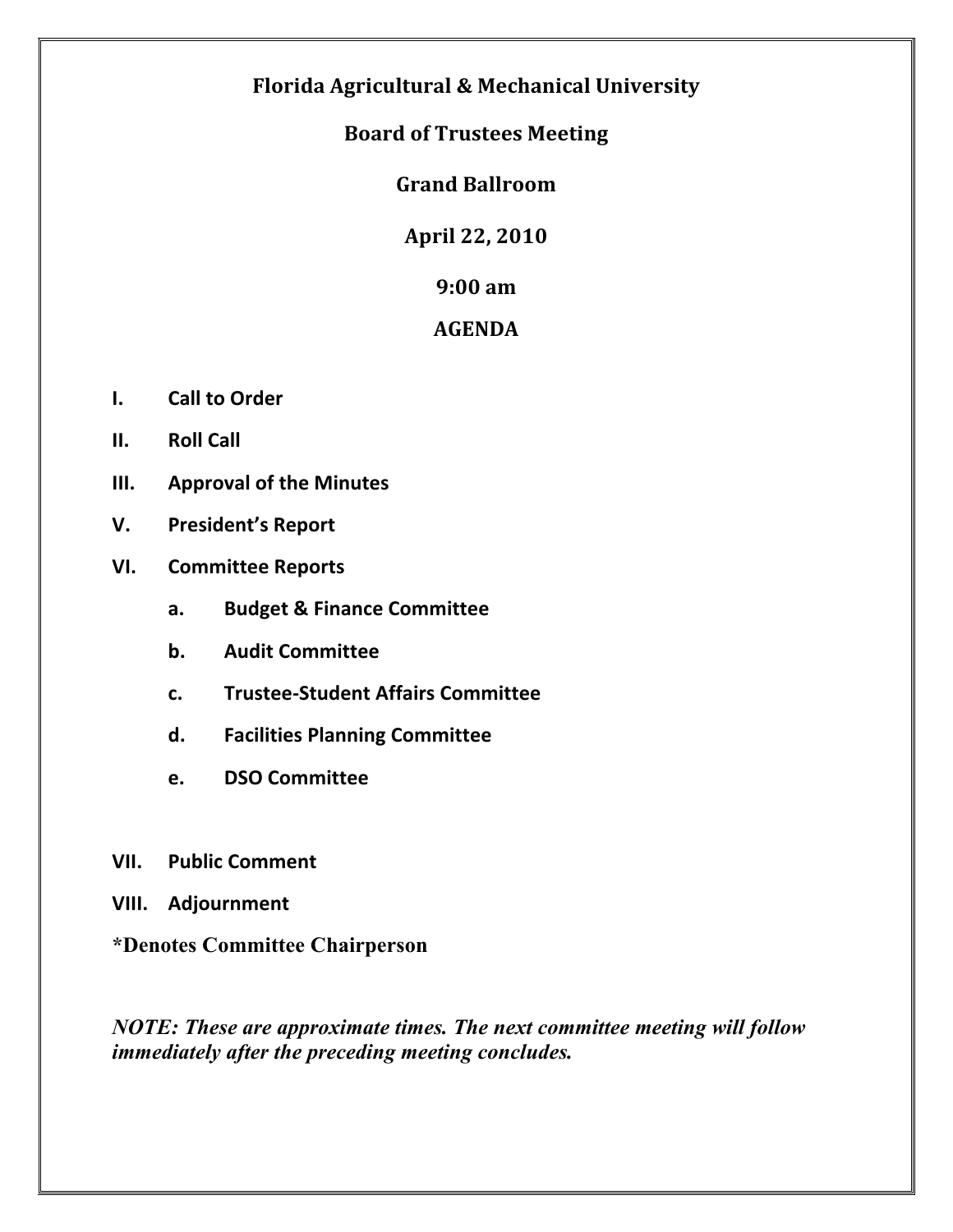**Florida Agricultural & Mechanical University**

**Board of Trustees Meeting**

**Grand Ballroom**

**April 22, 2010**

**9:00 am**

**AGENDA**

**I. Call to Order**

**II. Roll Call**

**III. Approval of the Minutes**

**V. President's Report**

**VI. Committee Reports**

- **a. Budget & Finance Committee**
- **b. Audit Committee**
- **c. Trustee-Student Affairs Committee**
- **d. Facilities Planning Committee**
- **e. DSO Committee**

**VII. Public Comment**

**VIII. Adjournment**

**\*Denotes Committee Chairperson**

***NOTE: These are approximate times. The next committee meeting will follow immediately after the preceding meeting concludes.***